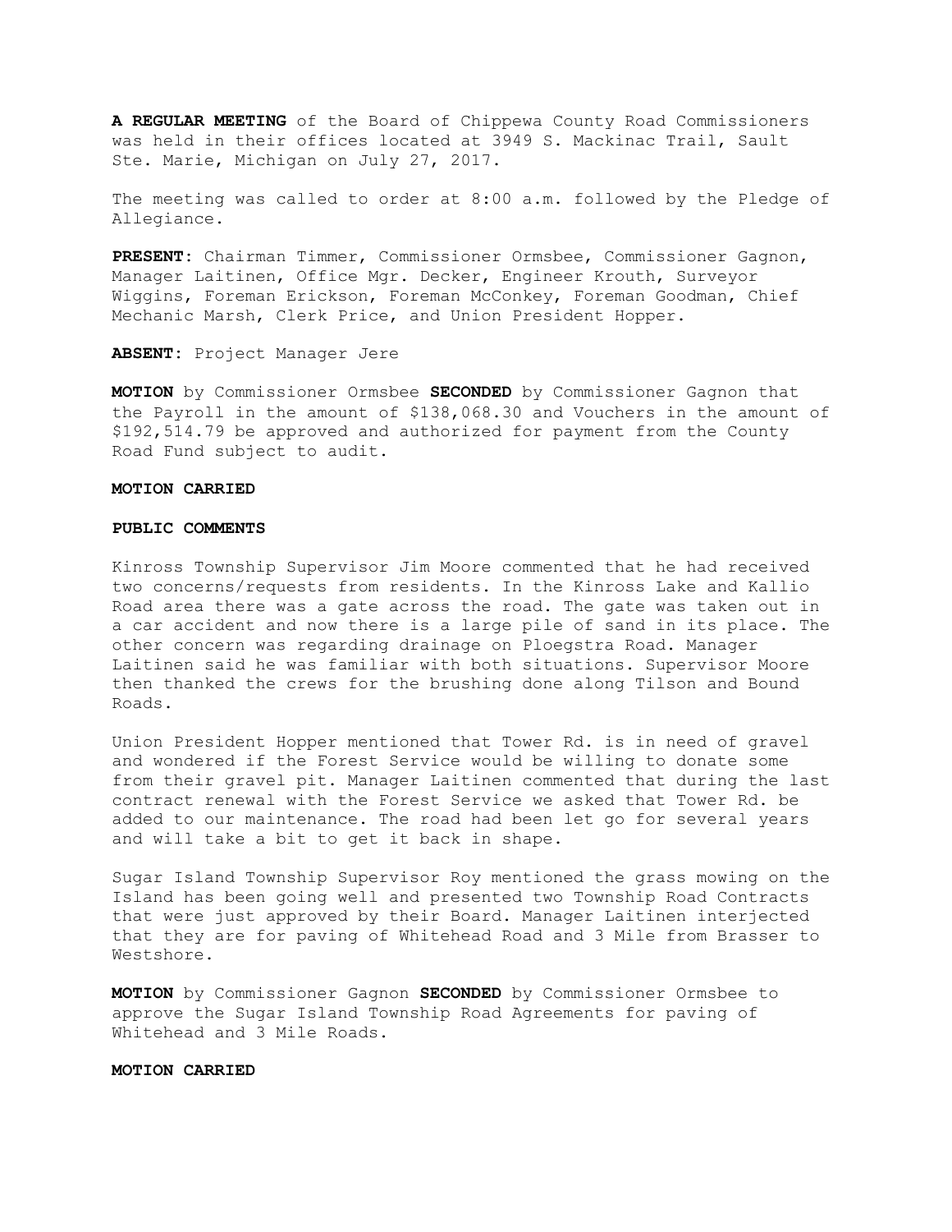**A REGULAR MEETING** of the Board of Chippewa County Road Commissioners was held in their offices located at 3949 S. Mackinac Trail, Sault Ste. Marie, Michigan on July 27, 2017.

The meeting was called to order at 8:00 a.m. followed by the Pledge of Allegiance.

**PRESENT**: Chairman Timmer, Commissioner Ormsbee, Commissioner Gagnon, Manager Laitinen, Office Mgr. Decker, Engineer Krouth, Surveyor Wiggins, Foreman Erickson, Foreman McConkey, Foreman Goodman, Chief Mechanic Marsh, Clerk Price, and Union President Hopper.

**ABSENT**: Project Manager Jere

**MOTION** by Commissioner Ormsbee **SECONDED** by Commissioner Gagnon that the Payroll in the amount of $138,068.30 and Vouchers in the amount of $192,514.79 be approved and authorized for payment from the County Road Fund subject to audit.

**MOTION CARRIED**

**PUBLIC COMMENTS**

Kinross Township Supervisor Jim Moore commented that he had received two concerns/requests from residents. In the Kinross Lake and Kallio Road area there was a gate across the road. The gate was taken out in a car accident and now there is a large pile of sand in its place. The other concern was regarding drainage on Ploegstra Road. Manager Laitinen said he was familiar with both situations. Supervisor Moore then thanked the crews for the brushing done along Tilson and Bound Roads.

Union President Hopper mentioned that Tower Rd. is in need of gravel and wondered if the Forest Service would be willing to donate some from their gravel pit. Manager Laitinen commented that during the last contract renewal with the Forest Service we asked that Tower Rd. be added to our maintenance. The road had been let go for several years and will take a bit to get it back in shape.

Sugar Island Township Supervisor Roy mentioned the grass mowing on the Island has been going well and presented two Township Road Contracts that were just approved by their Board. Manager Laitinen interjected that they are for paving of Whitehead Road and 3 Mile from Brasser to Westshore.

**MOTION** by Commissioner Gagnon **SECONDED** by Commissioner Ormsbee to approve the Sugar Island Township Road Agreements for paving of Whitehead and 3 Mile Roads.

**MOTION CARRIED**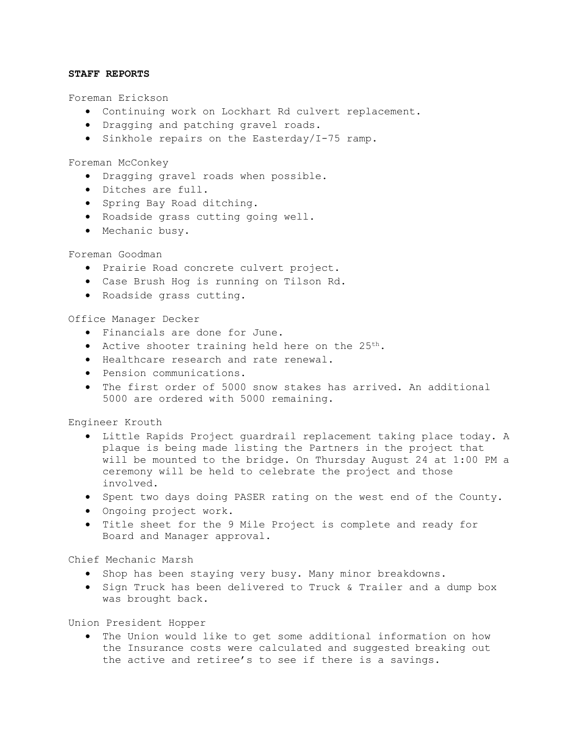**STAFF REPORTS**

Foreman Erickson

- Continuing work on Lockhart Rd culvert replacement.
- Dragging and patching gravel roads.
- Sinkhole repairs on the Easterday/I-75 ramp.

Foreman McConkey

- Dragging gravel roads when possible.
- Ditches are full.
- Spring Bay Road ditching.
- Roadside grass cutting going well.
- Mechanic busy.

Foreman Goodman

- Prairie Road concrete culvert project.
- Case Brush Hog is running on Tilson Rd.
- Roadside grass cutting.

Office Manager Decker

- Financials are done for June.
- Active shooter training held here on the 25th.
- Healthcare research and rate renewal.
- Pension communications.
- The first order of 5000 snow stakes has arrived. An additional 5000 are ordered with 5000 remaining.

Engineer Krouth

- Little Rapids Project guardrail replacement taking place today. A plaque is being made listing the Partners in the project that will be mounted to the bridge. On Thursday August 24 at 1:00 PM a ceremony will be held to celebrate the project and those involved.
- Spent two days doing PASER rating on the west end of the County.
- Ongoing project work.
- Title sheet for the 9 Mile Project is complete and ready for Board and Manager approval.

Chief Mechanic Marsh

- Shop has been staying very busy. Many minor breakdowns.
- Sign Truck has been delivered to Truck & Trailer and a dump box was brought back.

Union President Hopper

- The Union would like to get some additional information on how the Insurance costs were calculated and suggested breaking out the active and retiree's to see if there is a savings.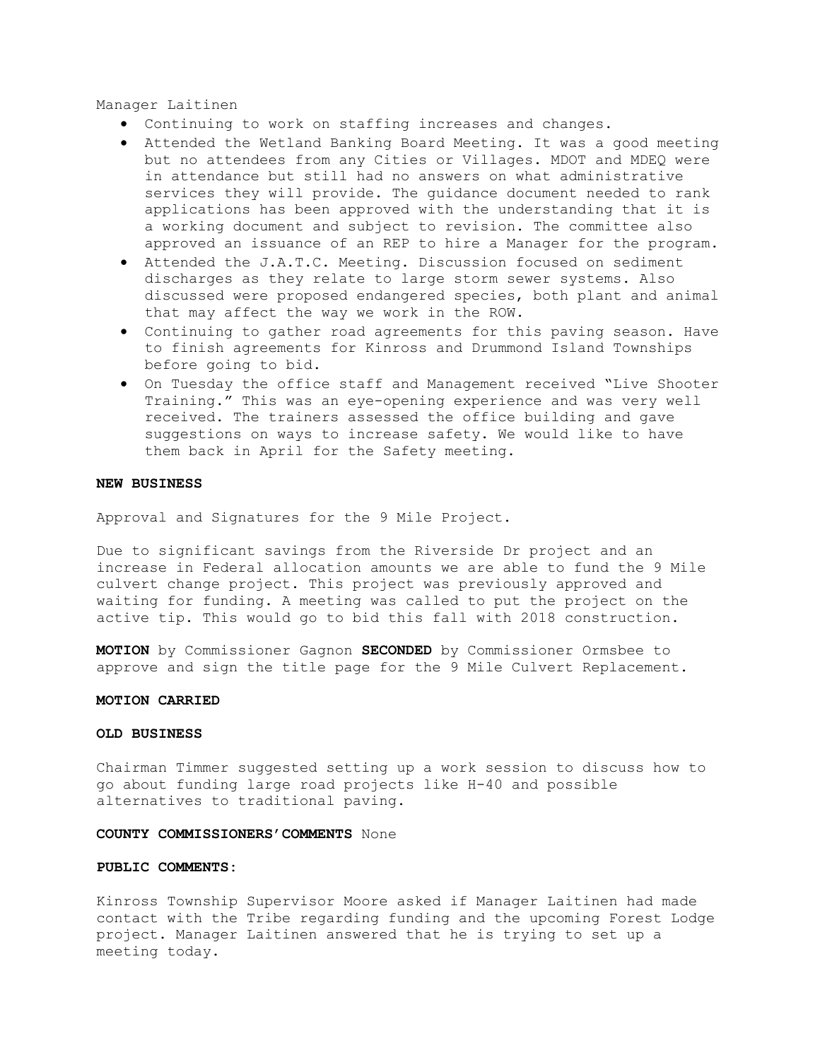Manager Laitinen

- Continuing to work on staffing increases and changes.
- Attended the Wetland Banking Board Meeting. It was a good meeting but no attendees from any Cities or Villages. MDOT and MDEQ were in attendance but still had no answers on what administrative services they will provide. The guidance document needed to rank applications has been approved with the understanding that it is a working document and subject to revision. The committee also approved an issuance of an REP to hire a Manager for the program.
- Attended the J.A.T.C. Meeting. Discussion focused on sediment discharges as they relate to large storm sewer systems. Also discussed were proposed endangered species, both plant and animal that may affect the way we work in the ROW.
- Continuing to gather road agreements for this paving season. Have to finish agreements for Kinross and Drummond Island Townships before going to bid.
- On Tuesday the office staff and Management received "Live Shooter Training." This was an eye-opening experience and was very well received. The trainers assessed the office building and gave suggestions on ways to increase safety. We would like to have them back in April for the Safety meeting.

**NEW BUSINESS**

Approval and Signatures for the 9 Mile Project.

Due to significant savings from the Riverside Dr project and an increase in Federal allocation amounts we are able to fund the 9 Mile culvert change project. This project was previously approved and waiting for funding. A meeting was called to put the project on the active tip. This would go to bid this fall with 2018 construction.

**MOTION** by Commissioner Gagnon **SECONDED** by Commissioner Ormsbee to approve and sign the title page for the 9 Mile Culvert Replacement.

**MOTION CARRIED**

**OLD BUSINESS**

Chairman Timmer suggested setting up a work session to discuss how to go about funding large road projects like H-40 and possible alternatives to traditional paving.

**COUNTY COMMISSIONERS'COMMENTS** None

**PUBLIC COMMENTS:**

Kinross Township Supervisor Moore asked if Manager Laitinen had made contact with the Tribe regarding funding and the upcoming Forest Lodge project. Manager Laitinen answered that he is trying to set up a meeting today.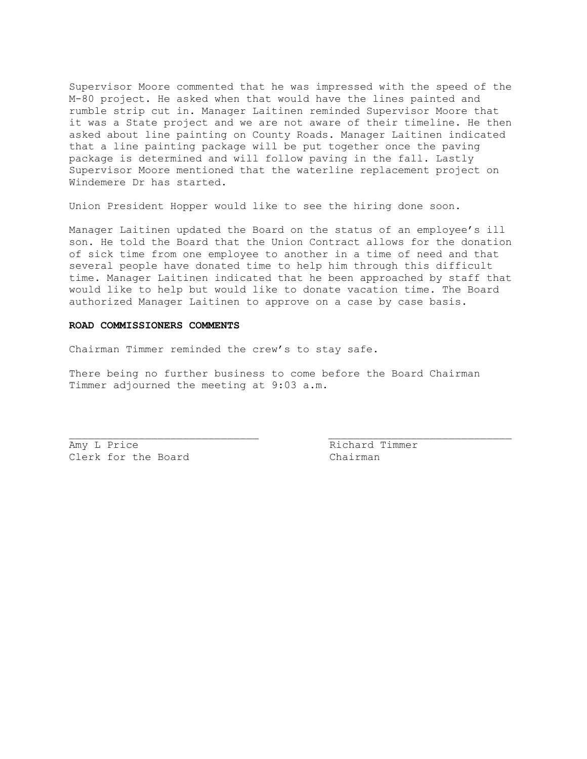Supervisor Moore commented that he was impressed with the speed of the M-80 project. He asked when that would have the lines painted and rumble strip cut in. Manager Laitinen reminded Supervisor Moore that it was a State project and we are not aware of their timeline. He then asked about line painting on County Roads. Manager Laitinen indicated that a line painting package will be put together once the paving package is determined and will follow paving in the fall. Lastly Supervisor Moore mentioned that the waterline replacement project on Windemere Dr has started.

Union President Hopper would like to see the hiring done soon.

Manager Laitinen updated the Board on the status of an employee's ill son. He told the Board that the Union Contract allows for the donation of sick time from one employee to another in a time of need and that several people have donated time to help him through this difficult time. Manager Laitinen indicated that he been approached by staff that would like to help but would like to donate vacation time. The Board authorized Manager Laitinen to approve on a case by case basis.

**ROAD COMMISSIONERS COMMENTS**

Chairman Timmer reminded the crew's to stay safe.

There being no further business to come before the Board Chairman Timmer adjourned the meeting at 9:03 a.m.

| | |
|---|---|
| \_\_\_\_\_\_\_\_\_\_\_\_\_\_\_\_\_\_\_\_\_\_\_\_\_\_\_\_\_\_ | \_\_\_\_\_\_\_\_\_\_\_\_\_\_\_\_\_\_\_\_\_\_\_\_\_\_\_\_\_\_ |
| Amy L Price | Richard Timmer |
| Clerk for the Board | Chairman |